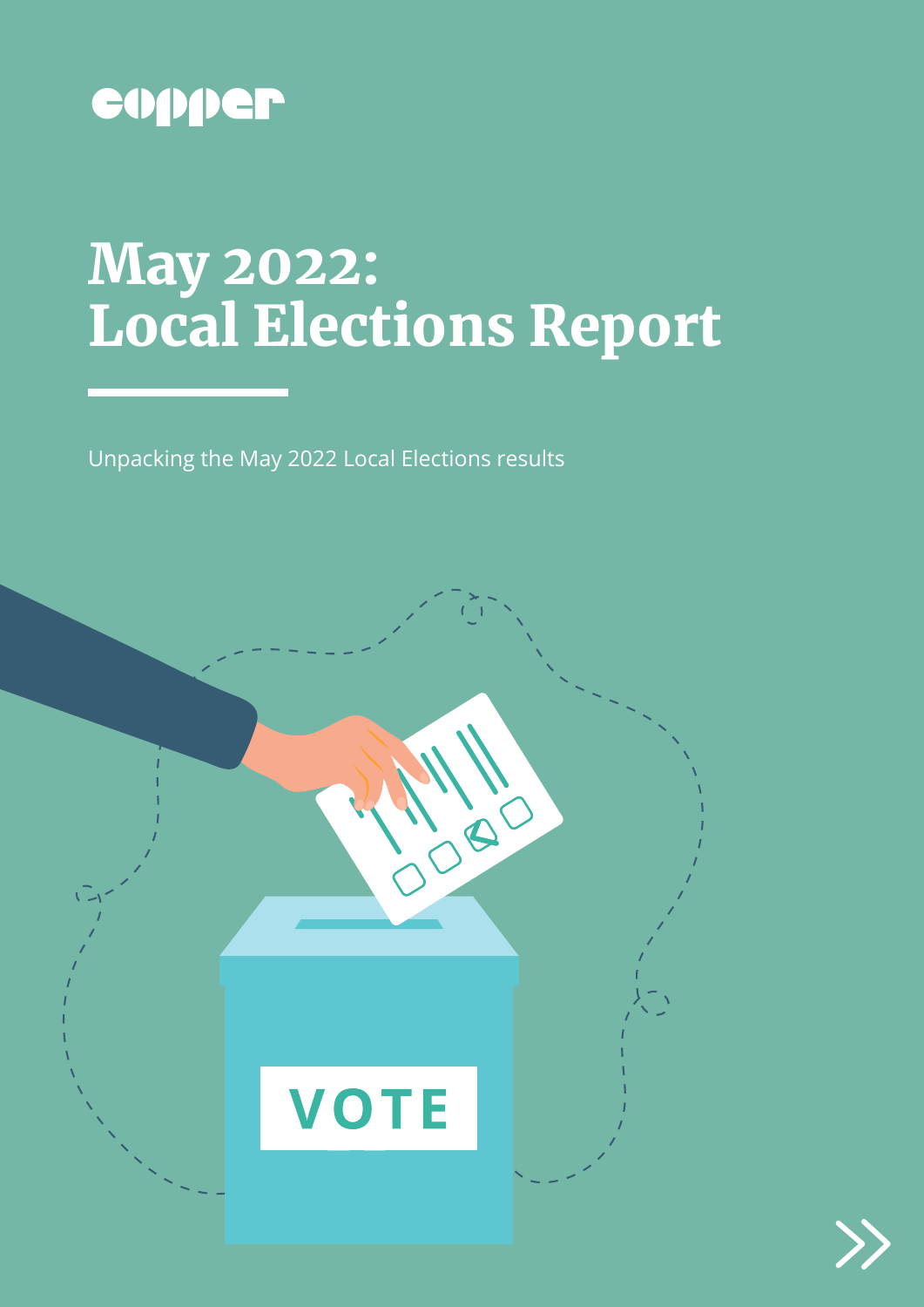copper

# May 2022: Local Elections Report

Unpacking the May 2022 Local Elections results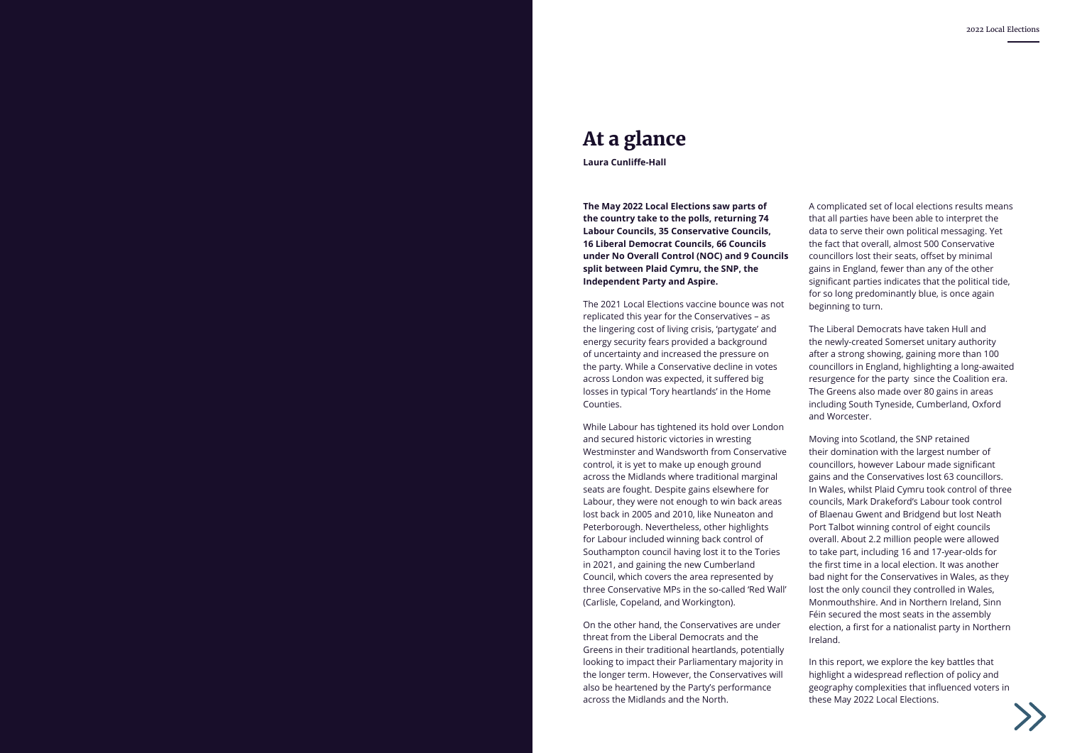# At a glance

**Laura Cunliffe-Hall**

**The May 2022 Local Elections saw parts of the country take to the polls, returning 74 Labour Councils, 35 Conservative Councils, 16 Liberal Democrat Councils, 66 Councils under No Overall Control (NOC) and 9 Councils split between Plaid Cymru, the SNP, the Independent Party and Aspire.**

The 2021 Local Elections vaccine bounce was not replicated this year for the Conservatives – as the lingering cost of living crisis, 'partygate' and energy security fears provided a background of uncertainty and increased the pressure on the party. While a Conservative decline in votes across London was expected, it suffered big losses in typical 'Tory heartlands' in the Home Counties.

While Labour has tightened its hold over London and secured historic victories in wresting Westminster and Wandsworth from Conservative control, it is yet to make up enough ground across the Midlands where traditional marginal seats are fought. Despite gains elsewhere for Labour, they were not enough to win back areas lost back in 2005 and 2010, like Nuneaton and Peterborough. Nevertheless, other highlights for Labour included winning back control of Southampton council having lost it to the Tories in 2021, and gaining the new Cumberland Council, which covers the area represented by three Conservative MPs in the so-called 'Red Wall' (Carlisle, Copeland, and Workington).

On the other hand, the Conservatives are under threat from the Liberal Democrats and the Greens in their traditional heartlands, potentially looking to impact their Parliamentary majority in the longer term. However, the Conservatives will also be heartened by the Party's performance across the Midlands and the North.

A complicated set of local elections results means that all parties have been able to interpret the data to serve their own political messaging. Yet the fact that overall, almost 500 Conservative councillors lost their seats, offset by minimal gains in England, fewer than any of the other significant parties indicates that the political tide, for so long predominantly blue, is once again beginning to turn.

The Liberal Democrats have taken Hull and the newly-created Somerset unitary authority after a strong showing, gaining more than 100 councillors in England, highlighting a long-awaited resurgence for the party since the Coalition era. The Greens also made over 80 gains in areas including South Tyneside, Cumberland, Oxford and Worcester.

Moving into Scotland, the SNP retained their domination with the largest number of councillors, however Labour made significant gains and the Conservatives lost 63 councillors. In Wales, whilst Plaid Cymru took control of three councils, Mark Drakeford's Labour took control of Blaenau Gwent and Bridgend but lost Neath Port Talbot winning control of eight councils overall. About 2.2 million people were allowed to take part, including 16 and 17-year-olds for the first time in a local election. It was another bad night for the Conservatives in Wales, as they lost the only council they controlled in Wales, Monmouthshire. And in Northern Ireland, Sinn Féin secured the most seats in the assembly election, a first for a nationalist party in Northern Ireland.

In this report, we explore the key battles that highlight a widespread reflection of policy and geography complexities that influenced voters in these May 2022 Local Elections.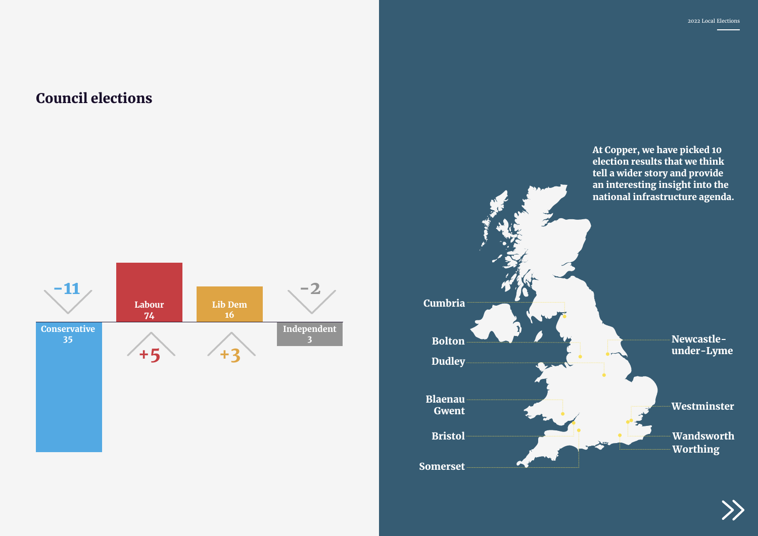## Council elections

| Party | Councils | Change |
| --- | --- | --- |
| Conservative | 35 | -11 |
| Labour | 74 | +5 |
| Lib Dem | 16 | +3 |
| Independent | 3 | -2 |

At Copper, we have picked 10 election results that we think tell a wider story and provide an interesting insight into the national infrastructure agenda.

- Cumbria
- Bolton
- Dudley
- Blaenau Gwent
- Bristol
- Somerset
- Newcastle-under-Lyme
- Westminster
- Wandsworth
- Worthing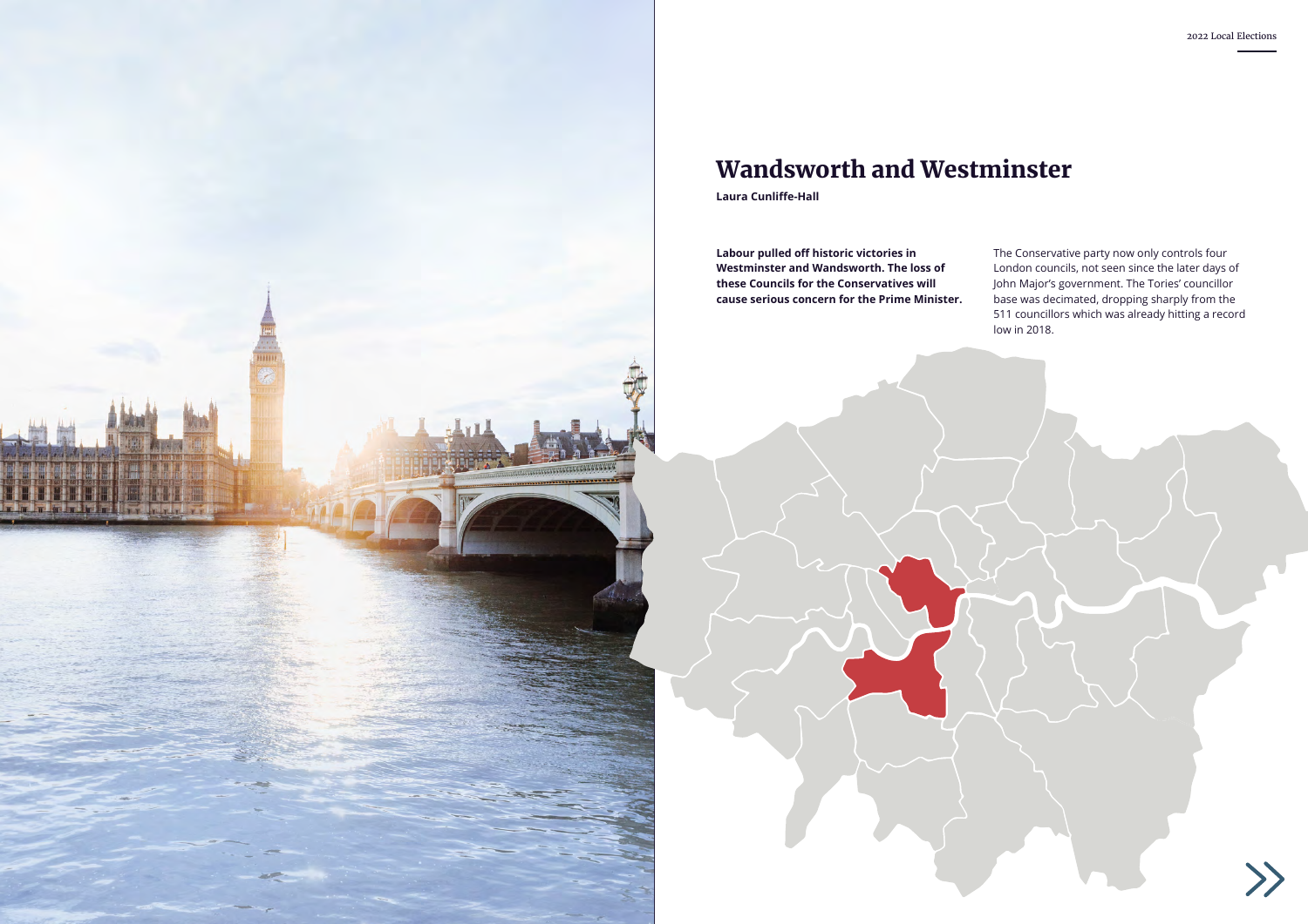# Wandsworth and Westminster

**Laura Cunliffe-Hall**

**Labour pulled off historic victories in Westminster and Wandsworth. The loss of these Councils for the Conservatives will cause serious concern for the Prime Minister.**

The Conservative party now only controls four London councils, not seen since the later days of John Major's government. The Tories' councillor base was decimated, dropping sharply from the 511 councillors which was already hitting a record low in 2018.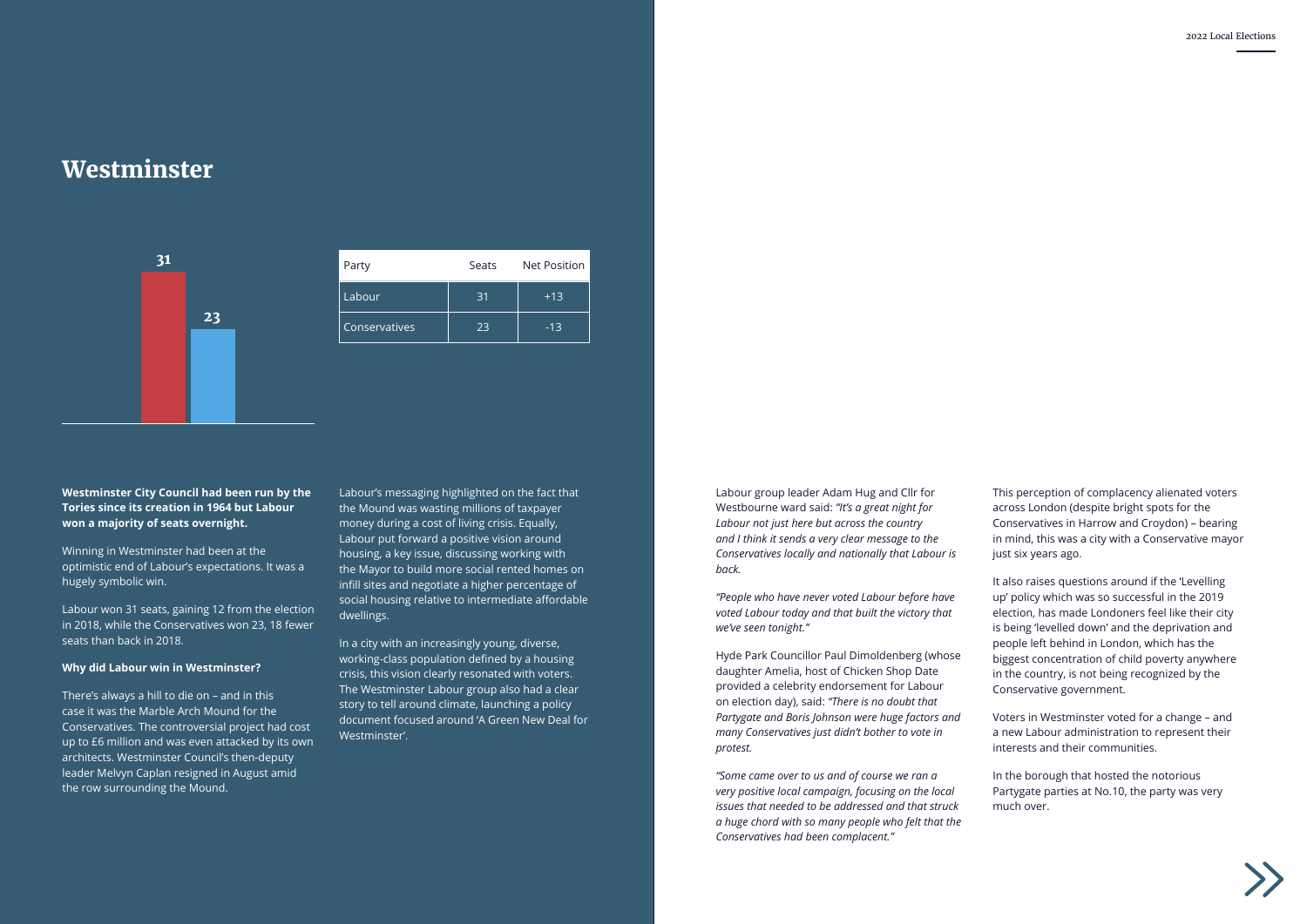# Westminster

| Party | Seats | Net Position |
|---|---|---|
| Labour | 31 | +13 |
| Conservatives | 23 | -13 |

**Westminster City Council had been run by the Tories since its creation in 1964 but Labour won a majority of seats overnight.**

Winning in Westminster had been at the optimistic end of Labour's expectations. It was a hugely symbolic win.

Labour won 31 seats, gaining 12 from the election in 2018, while the Conservatives won 23, 18 fewer seats than back in 2018.

**Why did Labour win in Westminster?**

There's always a hill to die on – and in this case it was the Marble Arch Mound for the Conservatives. The controversial project had cost up to £6 million and was even attacked by its own architects. Westminster Council's then-deputy leader Melvyn Caplan resigned in August amid the row surrounding the Mound.

Labour's messaging highlighted on the fact that the Mound was wasting millions of taxpayer money during a cost of living crisis. Equally, Labour put forward a positive vision around housing, a key issue, discussing working with the Mayor to build more social rented homes on infill sites and negotiate a higher percentage of social housing relative to intermediate affordable dwellings.

In a city with an increasingly young, diverse, working-class population defined by a housing crisis, this vision clearly resonated with voters. The Westminster Labour group also had a clear story to tell around climate, launching a policy document focused around 'A Green New Deal for Westminster'.

Labour group leader Adam Hug and Cllr for Westbourne ward said: *"It's a great night for Labour not just here but across the country and I think it sends a very clear message to the Conservatives locally and nationally that Labour is back.*

*"People who have never voted Labour before have voted Labour today and that built the victory that we've seen tonight."*

Hyde Park Councillor Paul Dimoldenberg (whose daughter Amelia, host of Chicken Shop Date provided a celebrity endorsement for Labour on election day), said: *"There is no doubt that Partygate and Boris Johnson were huge factors and many Conservatives just didn't bother to vote in protest.*

*"Some came over to us and of course we ran a very positive local campaign, focusing on the local issues that needed to be addressed and that struck a huge chord with so many people who felt that the Conservatives had been complacent."*

This perception of complacency alienated voters across London (despite bright spots for the Conservatives in Harrow and Croydon) – bearing in mind, this was a city with a Conservative mayor just six years ago.

It also raises questions around if the 'Levelling up' policy which was so successful in the 2019 election, has made Londoners feel like their city is being 'levelled down' and the deprivation and people left behind in London, which has the biggest concentration of child poverty anywhere in the country, is not being recognized by the Conservative government.

Voters in Westminster voted for a change – and a new Labour administration to represent their interests and their communities.

In the borough that hosted the notorious Partygate parties at No.10, the party was very much over.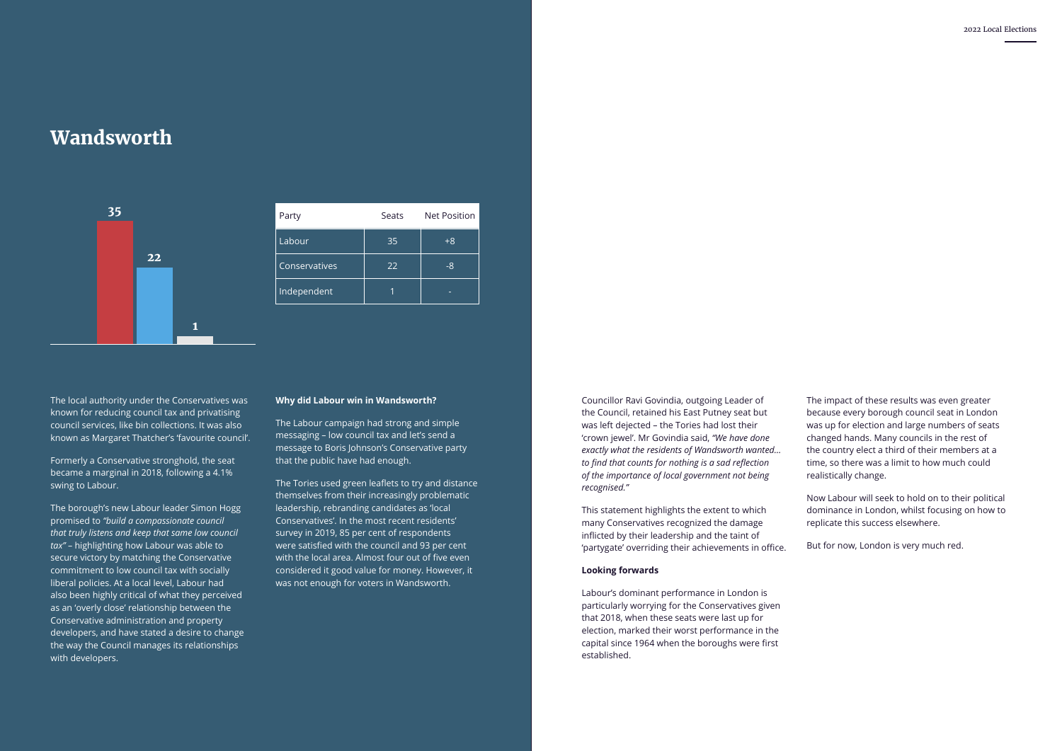# Wandsworth

| Party | Seats | Net Position |
|---|---|---|
| Labour | 35 | +8 |
| Conservatives | 22 | -8 |
| Independent | 1 | - |

The local authority under the Conservatives was known for reducing council tax and privatising council services, like bin collections. It was also known as Margaret Thatcher's 'favourite council'.

Formerly a Conservative stronghold, the seat became a marginal in 2018, following a 4.1% swing to Labour.

The borough's new Labour leader Simon Hogg promised to *"build a compassionate council that truly listens and keep that same low council tax"* – highlighting how Labour was able to secure victory by matching the Conservative commitment to low council tax with socially liberal policies. At a local level, Labour had also been highly critical of what they perceived as an 'overly close' relationship between the Conservative administration and property developers, and have stated a desire to change the way the Council manages its relationships with developers.

**Why did Labour win in Wandsworth?**

The Labour campaign had strong and simple messaging – low council tax and let's send a message to Boris Johnson's Conservative party that the public have had enough.

The Tories used green leaflets to try and distance themselves from their increasingly problematic leadership, rebranding candidates as 'local Conservatives'. In the most recent residents' survey in 2019, 85 per cent of respondents were satisfied with the council and 93 per cent with the local area. Almost four out of five even considered it good value for money. However, it was not enough for voters in Wandsworth.

Councillor Ravi Govindia, outgoing Leader of the Council, retained his East Putney seat but was left dejected – the Tories had lost their 'crown jewel'. Mr Govindia said, *"We have done exactly what the residents of Wandsworth wanted… to find that counts for nothing is a sad reflection of the importance of local government not being recognised."*

This statement highlights the extent to which many Conservatives recognized the damage inflicted by their leadership and the taint of 'partygate' overriding their achievements in office.

**Looking forwards**

Labour's dominant performance in London is particularly worrying for the Conservatives given that 2018, when these seats were last up for election, marked their worst performance in the capital since 1964 when the boroughs were first established.

The impact of these results was even greater because every borough council seat in London was up for election and large numbers of seats changed hands. Many councils in the rest of the country elect a third of their members at a time, so there was a limit to how much could realistically change.

Now Labour will seek to hold on to their political dominance in London, whilst focusing on how to replicate this success elsewhere.

But for now, London is very much red.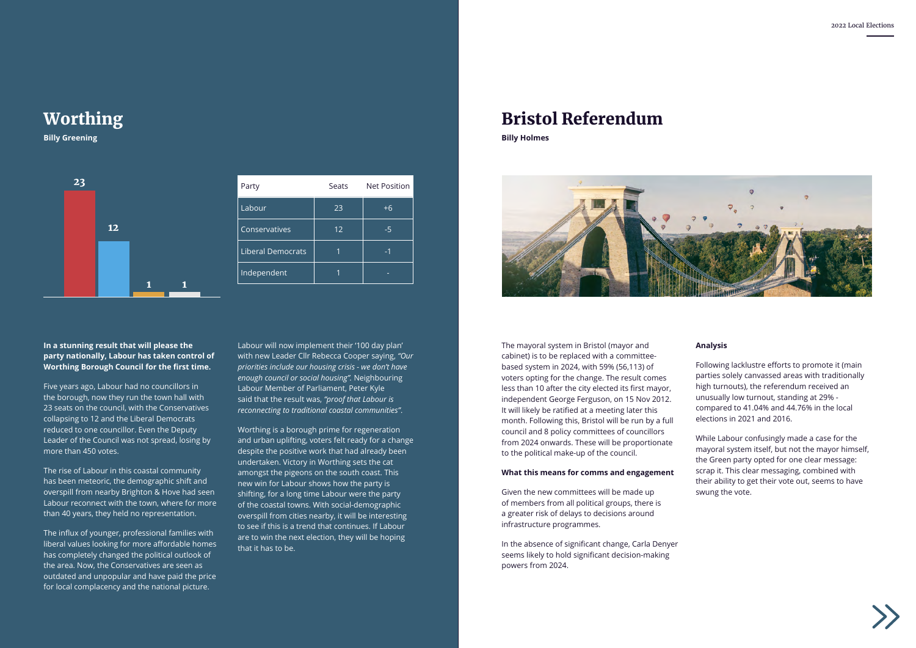# Worthing

**Billy Greening**

| Party | Seats | Net Position |
|---|---|---|
| Labour | 23 | +6 |
| Conservatives | 12 | -5 |
| Liberal Democrats | 1 | -1 |
| Independent | 1 | - |

**In a stunning result that will please the party nationally, Labour has taken control of Worthing Borough Council for the first time.**

Five years ago, Labour had no councillors in the borough, now they run the town hall with 23 seats on the council, with the Conservatives collapsing to 12 and the Liberal Democrats reduced to one councillor. Even the Deputy Leader of the Council was not spread, losing by more than 450 votes.

The rise of Labour in this coastal community has been meteoric, the demographic shift and overspill from nearby Brighton & Hove had seen Labour reconnect with the town, where for more than 40 years, they held no representation.

The influx of younger, professional families with liberal values looking for more affordable homes has completely changed the political outlook of the area. Now, the Conservatives are seen as outdated and unpopular and have paid the price for local complacency and the national picture.

Labour will now implement their '100 day plan' with new Leader Cllr Rebecca Cooper saying, *"Our priorities include our housing crisis - we don't have enough council or social housing".* Neighbouring Labour Member of Parliament, Peter Kyle said that the result was, *"proof that Labour is reconnecting to traditional coastal communities".*

Worthing is a borough prime for regeneration and urban uplifting, voters felt ready for a change despite the positive work that had already been undertaken. Victory in Worthing sets the cat amongst the pigeons on the south coast. This new win for Labour shows how the party is shifting, for a long time Labour were the party of the coastal towns. With social-demographic overspill from cities nearby, it will be interesting to see if this is a trend that continues. If Labour are to win the next election, they will be hoping that it has to be.

# Bristol Referendum

**Billy Holmes**

The mayoral system in Bristol (mayor and cabinet) is to be replaced with a committee-based system in 2024, with 59% (56,113) of voters opting for the change. The result comes less than 10 after the city elected its first mayor, independent George Ferguson, on 15 Nov 2012. It will likely be ratified at a meeting later this month. Following this, Bristol will be run by a full council and 8 policy committees of councillors from 2024 onwards. These will be proportionate to the political make-up of the council.

### What this means for comms and engagement

Given the new committees will be made up of members from all political groups, there is a greater risk of delays to decisions around infrastructure programmes.

In the absence of significant change, Carla Denyer seems likely to hold significant decision-making powers from 2024.

### Analysis

Following lacklustre efforts to promote it (main parties solely canvassed areas with traditionally high turnouts), the referendum received an unusually low turnout, standing at 29% - compared to 41.04% and 44.76% in the local elections in 2021 and 2016.

While Labour confusingly made a case for the mayoral system itself, but not the mayor himself, the Green party opted for one clear message: scrap it. This clear messaging, combined with their ability to get their vote out, seems to have swung the vote.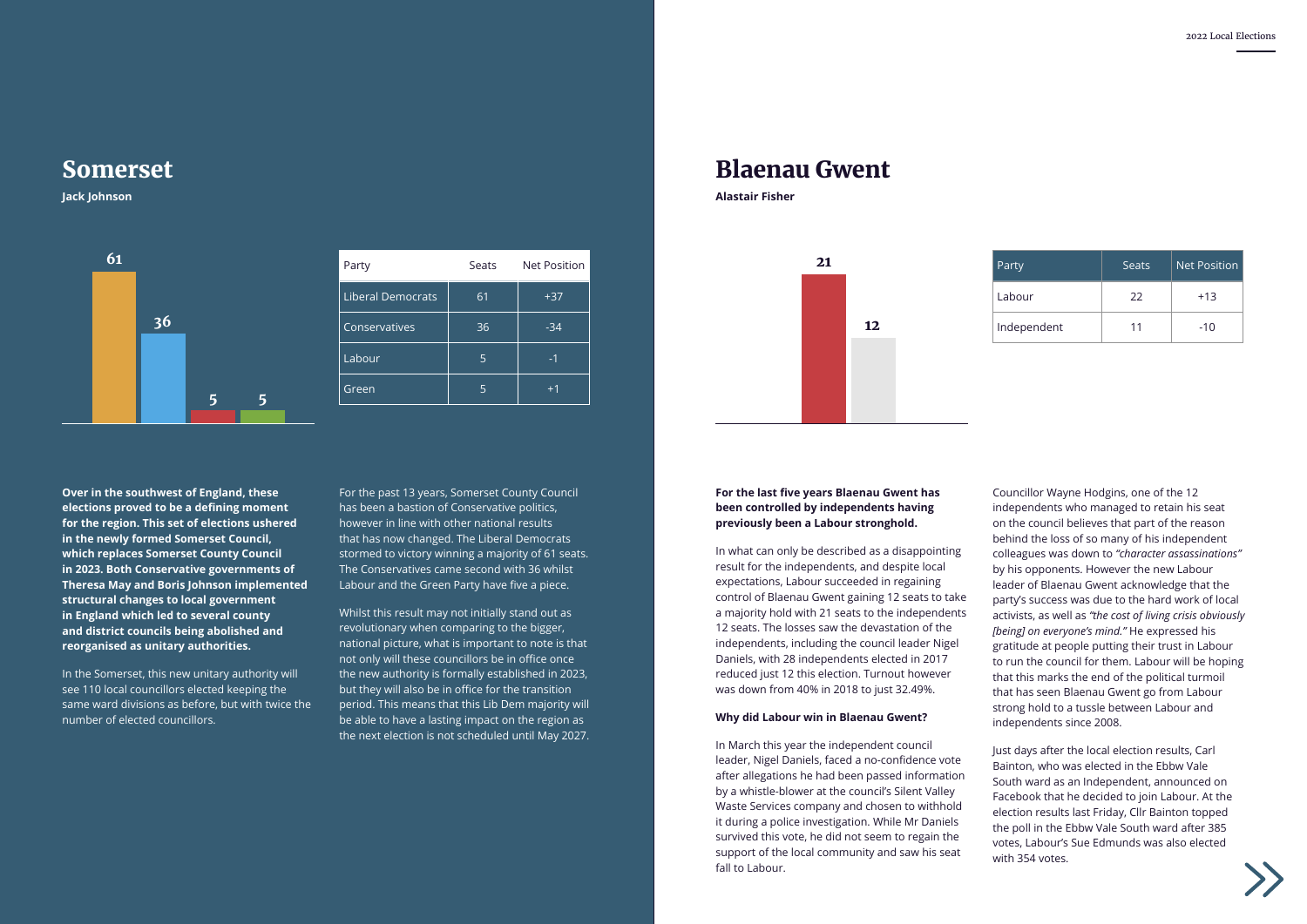## Somerset

**Jack Johnson**

| Party | Seats | Net Position |
|---|---|---|
| Liberal Democrats | 61 | +37 |
| Conservatives | 36 | -34 |
| Labour | 5 | -1 |
| Green | 5 | +1 |

**Over in the southwest of England, these elections proved to be a defining moment for the region. This set of elections ushered in the newly formed Somerset Council, which replaces Somerset County Council in 2023. Both Conservative governments of Theresa May and Boris Johnson implemented structural changes to local government in England which led to several county and district councils being abolished and reorganised as unitary authorities.**

In the Somerset, this new unitary authority will see 110 local councillors elected keeping the same ward divisions as before, but with twice the number of elected councillors.

For the past 13 years, Somerset County Council has been a bastion of Conservative politics, however in line with other national results that has now changed. The Liberal Democrats stormed to victory winning a majority of 61 seats. The Conservatives came second with 36 whilst Labour and the Green Party have five a piece.

Whilst this result may not initially stand out as revolutionary when comparing to the bigger, national picture, what is important to note is that not only will these councillors be in office once the new authority is formally established in 2023, but they will also be in office for the transition period. This means that this Lib Dem majority will be able to have a lasting impact on the region as the next election is not scheduled until May 2027.

## Blaenau Gwent

**Alastair Fisher**

| Party | Seats | Net Position |
|---|---|---|
| Labour | 22 | +13 |
| Independent | 11 | -10 |

**For the last five years Blaenau Gwent has been controlled by independents having previously been a Labour stronghold.**

In what can only be described as a disappointing result for the independents, and despite local expectations, Labour succeeded in regaining control of Blaenau Gwent gaining 12 seats to take a majority hold with 21 seats to the independents 12 seats. The losses saw the devastation of the independents, including the council leader Nigel Daniels, with 28 independents elected in 2017 reduced just 12 this election. Turnout however was down from 40% in 2018 to just 32.49%.

**Why did Labour win in Blaenau Gwent?**

In March this year the independent council leader, Nigel Daniels, faced a no-confidence vote after allegations he had been passed information by a whistle-blower at the council's Silent Valley Waste Services company and chosen to withhold it during a police investigation. While Mr Daniels survived this vote, he did not seem to regain the support of the local community and saw his seat fall to Labour.

Councillor Wayne Hodgins, one of the 12 independents who managed to retain his seat on the council believes that part of the reason behind the loss of so many of his independent colleagues was down to *"character assassinations"* by his opponents. However the new Labour leader of Blaenau Gwent acknowledge that the party's success was due to the hard work of local activists, as well as *"the cost of living crisis obviously [being] on everyone's mind."* He expressed his gratitude at people putting their trust in Labour to run the council for them. Labour will be hoping that this marks the end of the political turmoil that has seen Blaenau Gwent go from Labour strong hold to a tussle between Labour and independents since 2008.

Just days after the local election results, Carl Bainton, who was elected in the Ebbw Vale South ward as an Independent, announced on Facebook that he decided to join Labour. At the election results last Friday, Cllr Bainton topped the poll in the Ebbw Vale South ward after 385 votes, Labour's Sue Edmunds was also elected with 354 votes.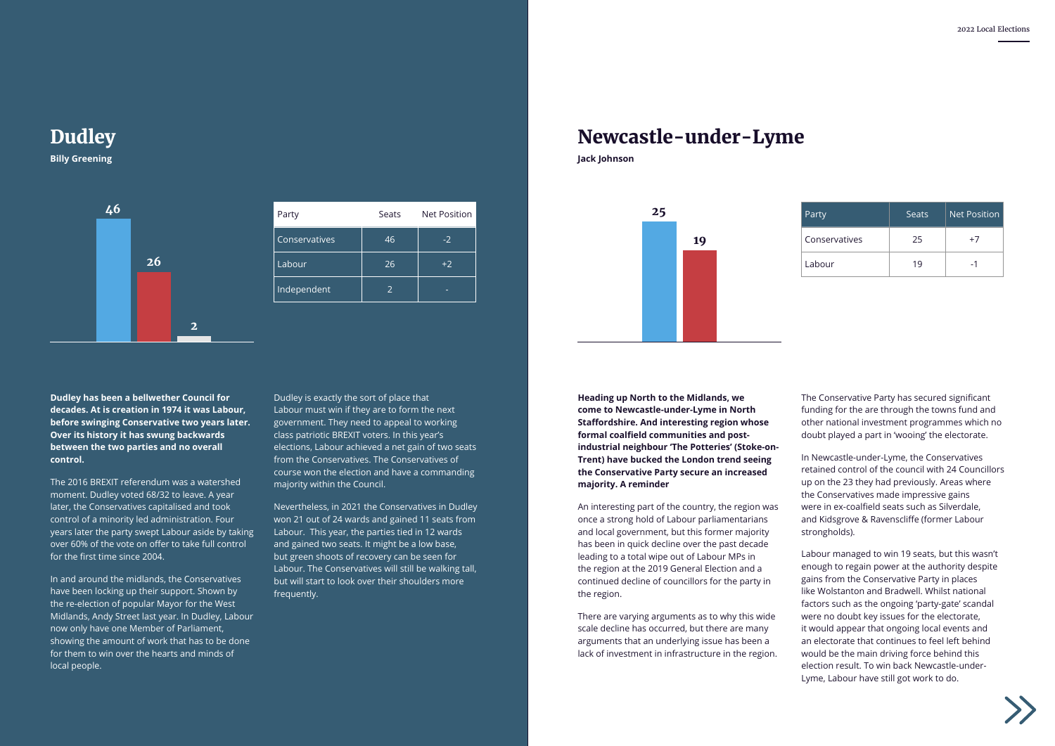## Dudley

**Billy Greening**

| Party | Seats | Net Position |
|---|---|---|
| Conservatives | 46 | -2 |
| Labour | 26 | +2 |
| Independent | 2 | - |

**Dudley has been a bellwether Council for decades. At is creation in 1974 it was Labour, before swinging Conservative two years later. Over its history it has swung backwards between the two parties and no overall control.**

The 2016 BREXIT referendum was a watershed moment. Dudley voted 68/32 to leave. A year later, the Conservatives capitalised and took control of a minority led administration. Four years later the party swept Labour aside by taking over 60% of the vote on offer to take full control for the first time since 2004.

In and around the midlands, the Conservatives have been locking up their support. Shown by the re-election of popular Mayor for the West Midlands, Andy Street last year. In Dudley, Labour now only have one Member of Parliament, showing the amount of work that has to be done for them to win over the hearts and minds of local people.

Dudley is exactly the sort of place that Labour must win if they are to form the next government. They need to appeal to working class patriotic BREXIT voters. In this year's elections, Labour achieved a net gain of two seats from the Conservatives. The Conservatives of course won the election and have a commanding majority within the Council.

Nevertheless, in 2021 the Conservatives in Dudley won 21 out of 24 wards and gained 11 seats from Labour. This year, the parties tied in 12 wards and gained two seats. It might be a low base, but green shoots of recovery can be seen for Labour. The Conservatives will still be walking tall, but will start to look over their shoulders more frequently.

## Newcastle-under-Lyme

**Jack Johnson**

| Party | Seats | Net Position |
|---|---|---|
| Conservatives | 25 | +7 |
| Labour | 19 | -1 |

**Heading up North to the Midlands, we come to Newcastle-under-Lyme in North Staffordshire. And interesting region whose formal coalfield communities and post-industrial neighbour 'The Potteries' (Stoke-on-Trent) have bucked the London trend seeing the Conservative Party secure an increased majority. A reminder**

An interesting part of the country, the region was once a strong hold of Labour parliamentarians and local government, but this former majority has been in quick decline over the past decade leading to a total wipe out of Labour MPs in the region at the 2019 General Election and a continued decline of councillors for the party in the region.

There are varying arguments as to why this wide scale decline has occurred, but there are many arguments that an underlying issue has been a lack of investment in infrastructure in the region.

The Conservative Party has secured significant funding for the are through the towns fund and other national investment programmes which no doubt played a part in 'wooing' the electorate.

In Newcastle-under-Lyme, the Conservatives retained control of the council with 24 Councillors up on the 23 they had previously. Areas where the Conservatives made impressive gains were in ex-coalfield seats such as Silverdale, and Kidsgrove & Ravenscliffe (former Labour strongholds).

Labour managed to win 19 seats, but this wasn't enough to regain power at the authority despite gains from the Conservative Party in places like Wolstanton and Bradwell. Whilst national factors such as the ongoing 'party-gate' scandal were no doubt key issues for the electorate, it would appear that ongoing local events and an electorate that continues to feel left behind would be the main driving force behind this election result. To win back Newcastle-under-Lyme, Labour have still got work to do.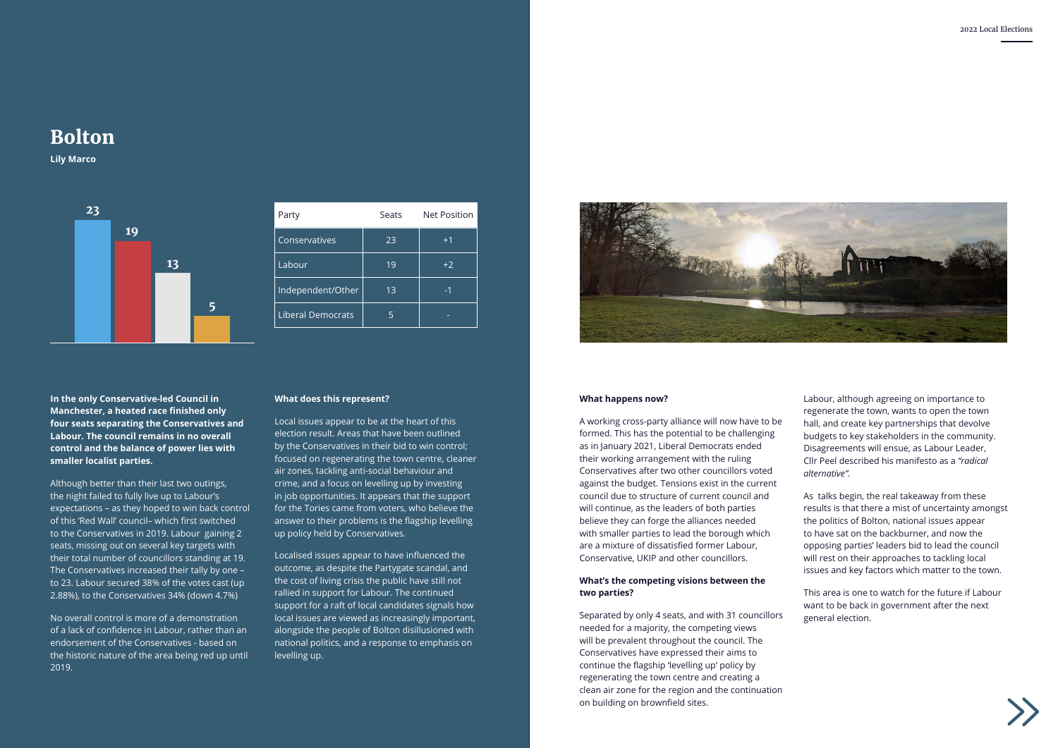# Bolton

**Lily Marco**

| Party | Seats | Net Position |
| --- | --- | --- |
| Conservatives | 23 | +1 |
| Labour | 19 | +2 |
| Independent/Other | 13 | -1 |
| Liberal Democrats | 5 | - |

**In the only Conservative-led Council in Manchester, a heated race finished only four seats separating the Conservatives and Labour. The council remains in no overall control and the balance of power lies with smaller localist parties.**

Although better than their last two outings, the night failed to fully live up to Labour's expectations – as they hoped to win back control of this 'Red Wall' council– which first switched to the Conservatives in 2019. Labour gaining 2 seats, missing out on several key targets with their total number of councillors standing at 19. The Conservatives increased their tally by one – to 23. Labour secured 38% of the votes cast (up 2.88%), to the Conservatives 34% (down 4.7%)

No overall control is more of a demonstration of a lack of confidence in Labour, rather than an endorsement of the Conservatives - based on the historic nature of the area being red up until 2019.

**What does this represent?**

Local issues appear to be at the heart of this election result. Areas that have been outlined by the Conservatives in their bid to win control; focused on regenerating the town centre, cleaner air zones, tackling anti-social behaviour and crime, and a focus on levelling up by investing in job opportunities. It appears that the support for the Tories came from voters, who believe the answer to their problems is the flagship levelling up policy held by Conservatives.

Localised issues appear to have influenced the outcome, as despite the Partygate scandal, and the cost of living crisis the public have still not rallied in support for Labour. The continued support for a raft of local candidates signals how local issues are viewed as increasingly important, alongside the people of Bolton disillusioned with national politics, and a response to emphasis on levelling up.

**What happens now?**

A working cross-party alliance will now have to be formed. This has the potential to be challenging as in January 2021, Liberal Democrats ended their working arrangement with the ruling Conservatives after two other councillors voted against the budget. Tensions exist in the current council due to structure of current council and will continue, as the leaders of both parties believe they can forge the alliances needed with smaller parties to lead the borough which are a mixture of dissatisfied former Labour, Conservative, UKIP and other councillors.

**What's the competing visions between the two parties?**

Separated by only 4 seats, and with 31 councillors needed for a majority, the competing views will be prevalent throughout the council. The Conservatives have expressed their aims to continue the flagship 'levelling up' policy by regenerating the town centre and creating a clean air zone for the region and the continuation on building on brownfield sites.

Labour, although agreeing on importance to regenerate the town, wants to open the town hall, and create key partnerships that devolve budgets to key stakeholders in the community. Disagreements will ensue, as Labour Leader, Cllr Peel described his manifesto as a *"radical alternative".*

As talks begin, the real takeaway from these results is that there a mist of uncertainty amongst the politics of Bolton, national issues appear to have sat on the backburner, and now the opposing parties' leaders bid to lead the council will rest on their approaches to tackling local issues and key factors which matter to the town.

This area is one to watch for the future if Labour want to be back in government after the next general election.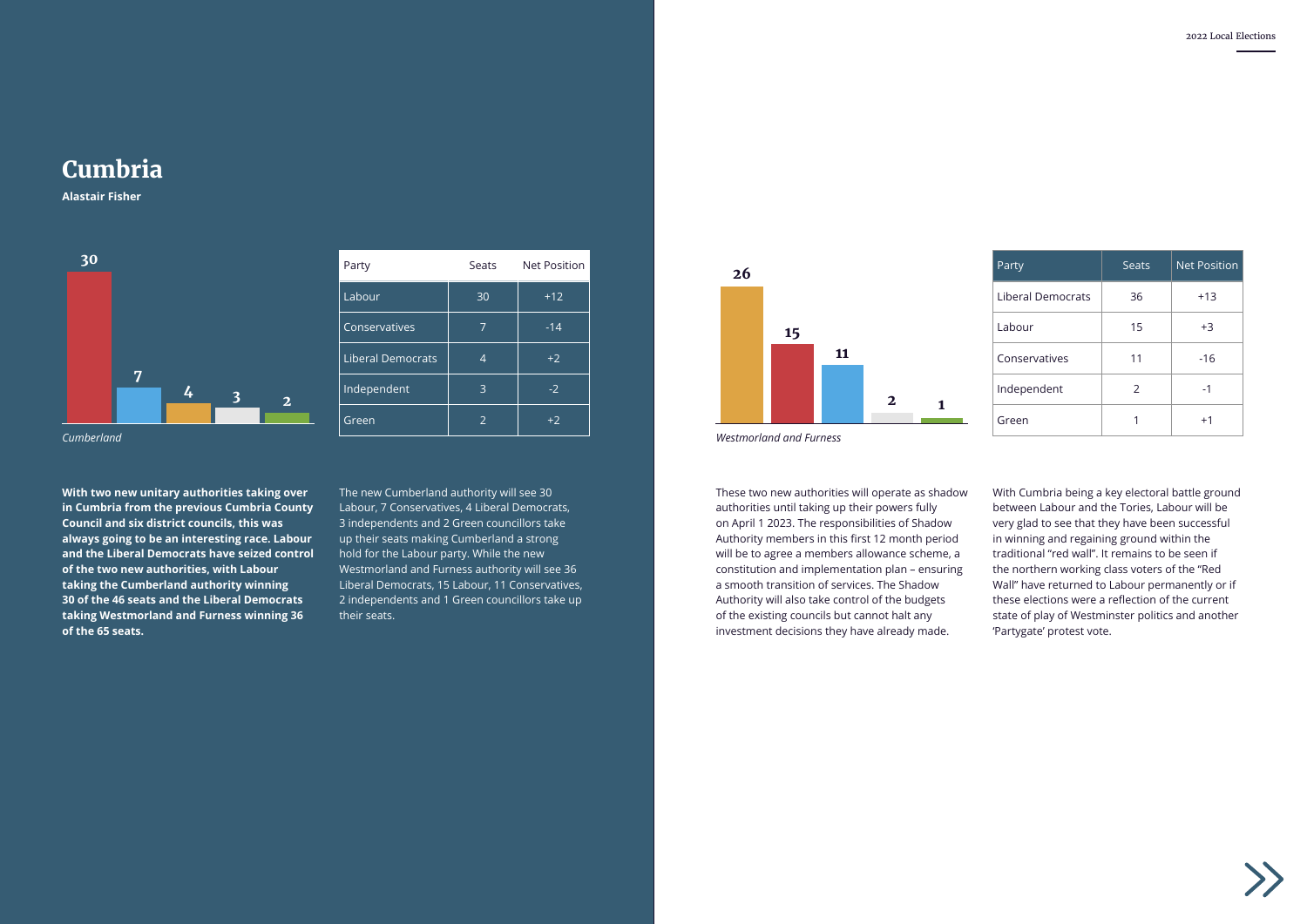# Cumbria

**Alastair Fisher**

| Party | Seats | Net Position |
|---|---|---|
| Labour | 30 | +12 |
| Conservatives | 7 | -14 |
| Liberal Democrats | 4 | +2 |
| Independent | 3 | -2 |
| Green | 2 | +2 |

*Cumberland*

| Party | Seats | Net Position |
|---|---|---|
| Liberal Democrats | 36 | +13 |
| Labour | 15 | +3 |
| Conservatives | 11 | -16 |
| Independent | 2 | -1 |
| Green | 1 | +1 |

*Westmorland and Furness*

**With two new unitary authorities taking over in Cumbria from the previous Cumbria County Council and six district councils, this was always going to be an interesting race. Labour and the Liberal Democrats have seized control of the two new authorities, with Labour taking the Cumberland authority winning 30 of the 46 seats and the Liberal Democrats taking Westmorland and Furness winning 36 of the 65 seats.**

The new Cumberland authority will see 30 Labour, 7 Conservatives, 4 Liberal Democrats, 3 independents and 2 Green councillors take up their seats making Cumberland a strong hold for the Labour party. While the new Westmorland and Furness authority will see 36 Liberal Democrats, 15 Labour, 11 Conservatives, 2 independents and 1 Green councillors take up their seats.

These two new authorities will operate as shadow authorities until taking up their powers fully on April 1 2023. The responsibilities of Shadow Authority members in this first 12 month period will be to agree a members allowance scheme, a constitution and implementation plan – ensuring a smooth transition of services. The Shadow Authority will also take control of the budgets of the existing councils but cannot halt any investment decisions they have already made.

With Cumbria being a key electoral battle ground between Labour and the Tories, Labour will be very glad to see that they have been successful in winning and regaining ground within the traditional "red wall". It remains to be seen if the northern working class voters of the "Red Wall" have returned to Labour permanently or if these elections were a reflection of the current state of play of Westminster politics and another 'Partygate' protest vote.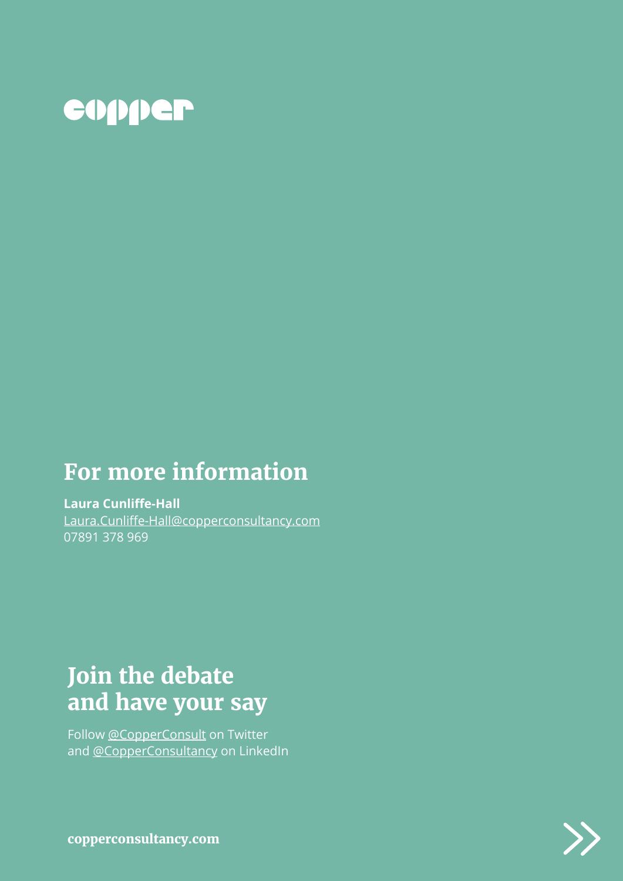copper

## For more information

**Laura Cunliffe-Hall**
Laura.Cunliffe-Hall@copperconsultancy.com
07891 378 969

## Join the debate and have your say

Follow @CopperConsult on Twitter
and @CopperConsultancy on LinkedIn

**copperconsultancy.com**